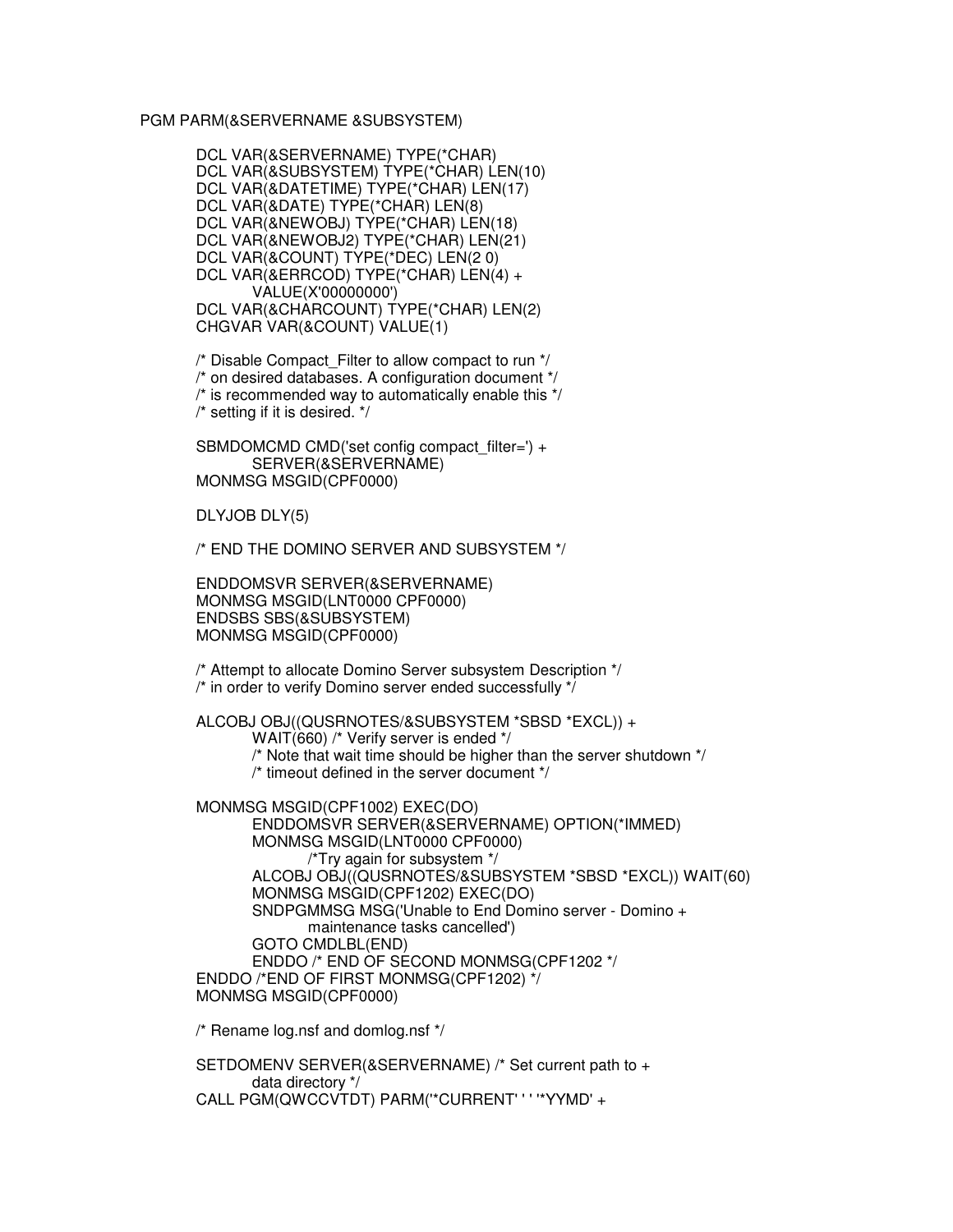```
PGM PARM(&SERVERNAME &SUBSYSTEM)

        DCL VAR(&SERVERNAME) TYPE(*CHAR)
        DCL VAR(&SUBSYSTEM) TYPE(*CHAR) LEN(10)
        DCL VAR(&DATETIME) TYPE(*CHAR) LEN(17)
        DCL VAR(&DATE) TYPE(*CHAR) LEN(8)
        DCL VAR(&NEWOBJ) TYPE(*CHAR) LEN(18)
        DCL VAR(&NEWOBJ2) TYPE(*CHAR) LEN(21)
        DCL VAR(&COUNT) TYPE(*DEC) LEN(2 0)
        DCL VAR(&ERRCOD) TYPE(*CHAR) LEN(4) +
                VALUE(X'00000000')
        DCL VAR(&CHARCOUNT) TYPE(*CHAR) LEN(2)
        CHGVAR VAR(&COUNT) VALUE(1)

        /* Disable Compact_Filter to allow compact to run */
        /* on desired databases. A configuration document */
        /* is recommended way to automatically enable this */
        /* setting if it is desired. */

        SBMDOMCMD CMD('set config compact_filter=') +
                SERVER(&SERVERNAME)
        MONMSG MSGID(CPF0000)

        DLYJOB DLY(5)

        /* END THE DOMINO SERVER AND SUBSYSTEM */

        ENDDOMSVR SERVER(&SERVERNAME)
        MONMSG MSGID(LNT0000 CPF0000)
        ENDSBS SBS(&SUBSYSTEM)
        MONMSG MSGID(CPF0000)

        /* Attempt to allocate Domino Server subsystem Description */
        /* in order to verify Domino server ended successfully */

        ALCOBJ OBJ((QUSRNOTES/&SUBSYSTEM *SBSD *EXCL)) +
                WAIT(660) /* Verify server is ended */
                /* Note that wait time should be higher than the server shutdown */
                /* timeout defined in the server document */

        MONMSG MSGID(CPF1002) EXEC(DO)
                ENDDOMSVR SERVER(&SERVERNAME) OPTION(*IMMED)
                MONMSG MSGID(LNT0000 CPF0000)
                        /*Try again for subsystem */
                ALCOBJ OBJ((QUSRNOTES/&SUBSYSTEM *SBSD *EXCL)) WAIT(60)
                MONMSG MSGID(CPF1202) EXEC(DO)
                SNDPGMMSG MSG('Unable to End Domino server - Domino +
                        maintenance tasks cancelled')
                GOTO CMDLBL(END)
                ENDDO /* END OF SECOND MONMSG(CPF1202 */
        ENDDO /*END OF FIRST MONMSG(CPF1202) */
        MONMSG MSGID(CPF0000)

        /* Rename log.nsf and domlog.nsf */

        SETDOMENV SERVER(&SERVERNAME) /* Set current path to +
                data directory */
        CALL PGM(QWCCVTDT) PARM('*CURRENT' ' ' '*YYMD' +
```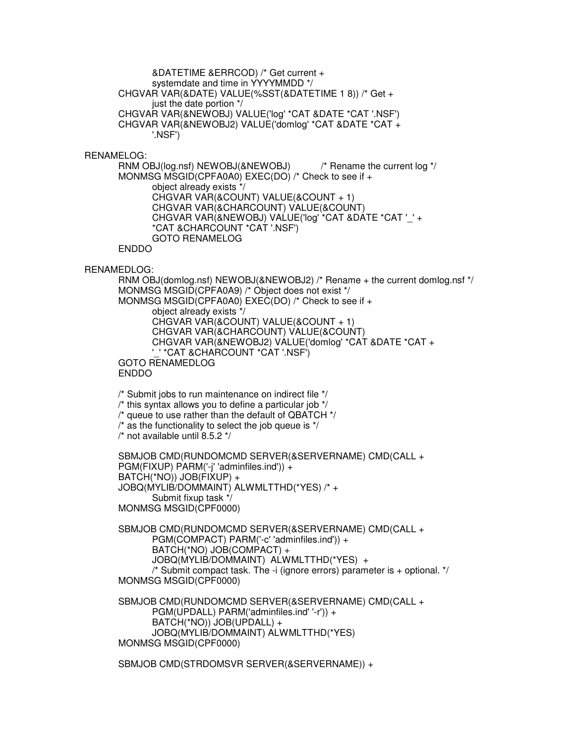```
            &DATETIME &ERRCOD) /* Get current +
            systemdate and time in YYYYMMDD */
        CHGVAR VAR(&DATE) VALUE(%SST(&DATETIME 1 8)) /* Get +
            just the date portion */
        CHGVAR VAR(&NEWOBJ) VALUE('log' *CAT &DATE *CAT '.NSF')
        CHGVAR VAR(&NEWOBJ2) VALUE('domlog' *CAT &DATE *CAT +
            '.NSF')

RENAMELOG:
        RNM OBJ(log.nsf) NEWOBJ(&NEWOBJ)          /* Rename the current log */
        MONMSG MSGID(CPFA0A0) EXEC(DO) /* Check to see if +
            object already exists */
            CHGVAR VAR(&COUNT) VALUE(&COUNT + 1)
            CHGVAR VAR(&CHARCOUNT) VALUE(&COUNT)
            CHGVAR VAR(&NEWOBJ) VALUE('log' *CAT &DATE *CAT '_' +
            *CAT &CHARCOUNT *CAT '.NSF')
            GOTO RENAMELOG
        ENDDO

RENAMEDLOG:
        RNM OBJ(domlog.nsf) NEWOBJ(&NEWOBJ2) /* Rename + the current domlog.nsf */
        MONMSG MSGID(CPFA0A9) /* Object does not exist */
        MONMSG MSGID(CPFA0A0) EXEC(DO) /* Check to see if +
            object already exists */
            CHGVAR VAR(&COUNT) VALUE(&COUNT + 1)
            CHGVAR VAR(&CHARCOUNT) VALUE(&COUNT)
            CHGVAR VAR(&NEWOBJ2) VALUE('domlog' *CAT &DATE *CAT +
            '_' *CAT &CHARCOUNT *CAT '.NSF')
        GOTO RENAMEDLOG
        ENDDO

        /* Submit jobs to run maintenance on indirect file */
        /* this syntax allows you to define a particular job */
        /* queue to use rather than the default of QBATCH */
        /* as the functionality to select the job queue is */
        /* not available until 8.5.2 */

        SBMJOB CMD(RUNDOMCMD SERVER(&SERVERNAME) CMD(CALL +
        PGM(FIXUP) PARM('-j' 'adminfiles.ind')) +
        BATCH(*NO)) JOB(FIXUP) +
        JOBQ(MYLIB/DOMMAINT) ALWMLTTHD(*YES) /* +
            Submit fixup task */
        MONMSG MSGID(CPF0000)

        SBMJOB CMD(RUNDOMCMD SERVER(&SERVERNAME) CMD(CALL +
            PGM(COMPACT) PARM('-c' 'adminfiles.ind')) +
            BATCH(*NO) JOB(COMPACT) +
            JOBQ(MYLIB/DOMMAINT)  ALWMLTTHD(*YES)  +
            /* Submit compact task. The -i (ignore errors) parameter is + optional. */
        MONMSG MSGID(CPF0000)

        SBMJOB CMD(RUNDOMCMD SERVER(&SERVERNAME) CMD(CALL +
            PGM(UPDALL) PARM('adminfiles.ind' '-r')) +
            BATCH(*NO)) JOB(UPDALL) +
            JOBQ(MYLIB/DOMMAINT) ALWMLTTHD(*YES)
        MONMSG MSGID(CPF0000)

        SBMJOB CMD(STRDOMSVR SERVER(&SERVERNAME)) +
```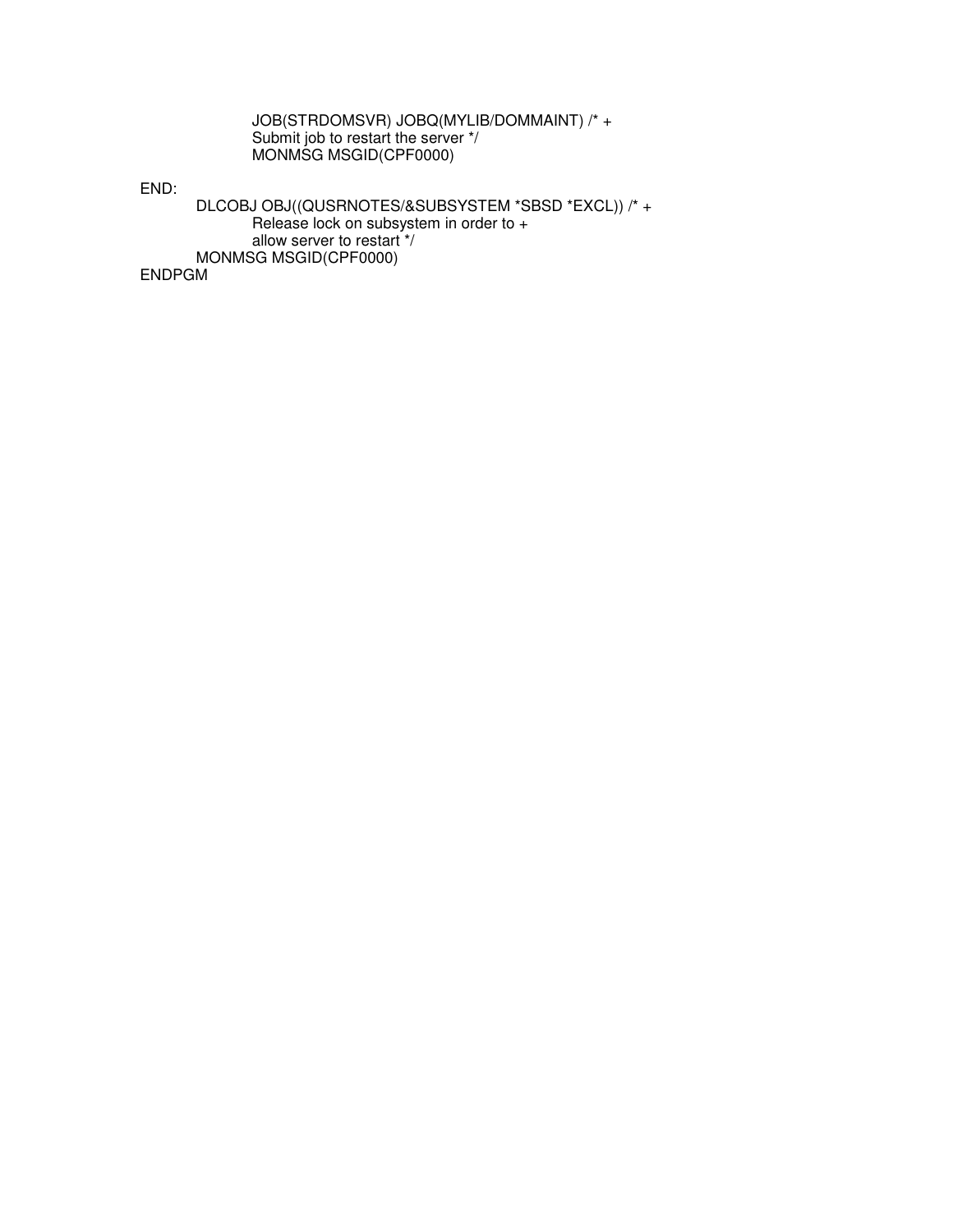```
                    JOB(STRDOMSVR) JOBQ(MYLIB/DOMMAINT) /* +
                    Submit job to restart the server */
                    MONMSG MSGID(CPF0000)

END:
          DLCOBJ OBJ((QUSRNOTES/&SUBSYSTEM *SBSD *EXCL)) /* +
                    Release lock on subsystem in order to +
                    allow server to restart */
          MONMSG MSGID(CPF0000)
ENDPGM
```